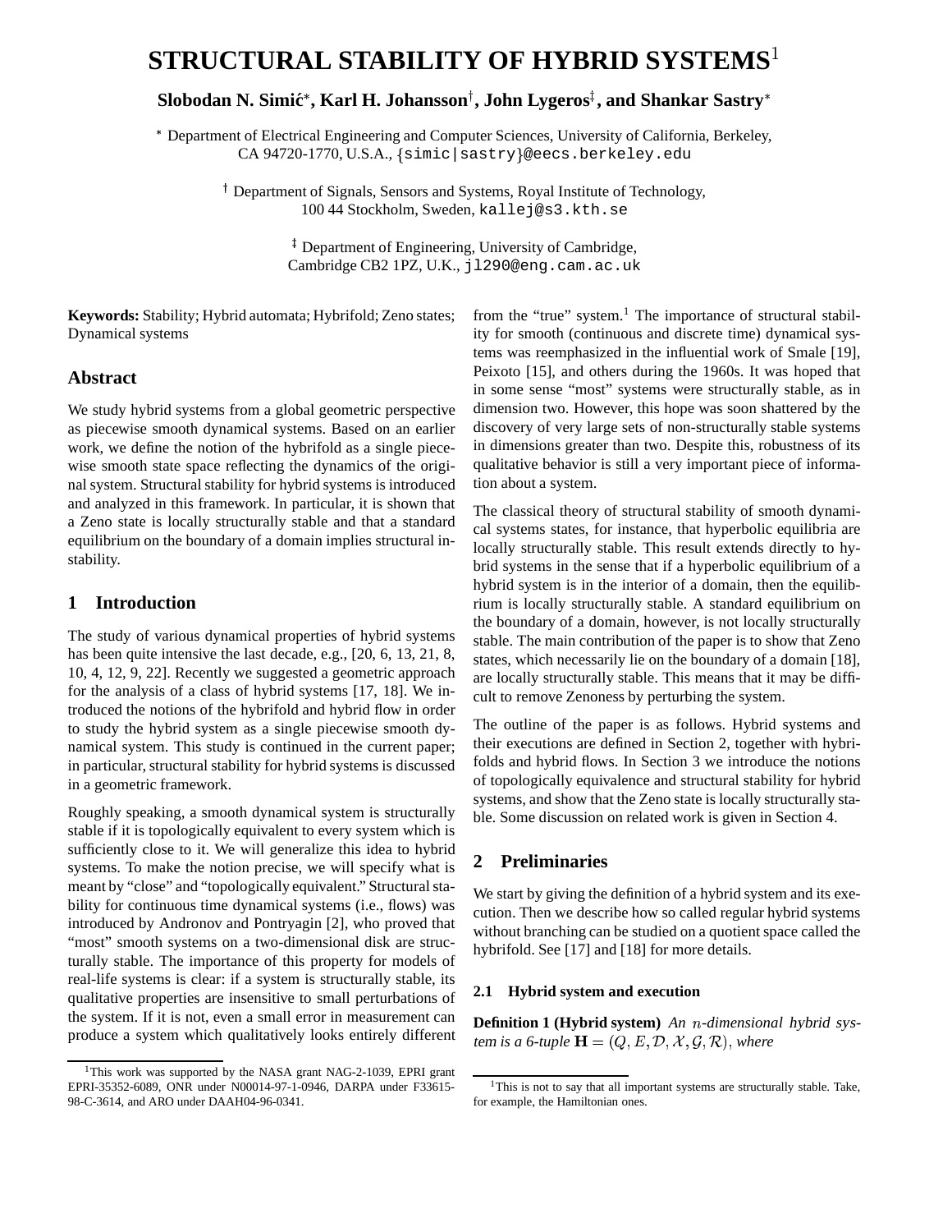# STRUCTURAL STABILITY OF HYBRID SYSTEMS[1]

**Slobodan N. Simić[*], Karl H. Johansson[†], John Lygeros[‡], and Shankar Sastry[*]**

[*] Department of Electrical Engineering and Computer Sciences, University of California, Berkeley, CA 94720-1770, U.S.A., {simic|sastry}@eecs.berkeley.edu

[†] Department of Signals, Sensors and Systems, Royal Institute of Technology, 100 44 Stockholm, Sweden, kallej@s3.kth.se

[‡] Department of Engineering, University of Cambridge, Cambridge CB2 1PZ, U.K., jl290@eng.cam.ac.uk

**Keywords:** Stability; Hybrid automata; Hybrifold; Zeno states; Dynamical systems

## Abstract

We study hybrid systems from a global geometric perspective as piecewise smooth dynamical systems. Based on an earlier work, we define the notion of the hybrifold as a single piecewise smooth state space reflecting the dynamics of the original system. Structural stability for hybrid systems is introduced and analyzed in this framework. In particular, it is shown that a Zeno state is locally structurally stable and that a standard equilibrium on the boundary of a domain implies structural instability.

## 1 Introduction

The study of various dynamical properties of hybrid systems has been quite intensive the last decade, e.g., [20, 6, 13, 21, 8, 10, 4, 12, 9, 22]. Recently we suggested a geometric approach for the analysis of a class of hybrid systems [17, 18]. We introduced the notions of the hybrifold and hybrid flow in order to study the hybrid system as a single piecewise smooth dynamical system. This study is continued in the current paper; in particular, structural stability for hybrid systems is discussed in a geometric framework.

Roughly speaking, a smooth dynamical system is structurally stable if it is topologically equivalent to every system which is sufficiently close to it. We will generalize this idea to hybrid systems. To make the notion precise, we will specify what is meant by "close" and "topologically equivalent." Structural stability for continuous time dynamical systems (i.e., flows) was introduced by Andronov and Pontryagin [2], who proved that "most" smooth systems on a two-dimensional disk are structurally stable. The importance of this property for models of real-life systems is clear: if a system is structurally stable, its qualitative properties are insensitive to small perturbations of the system. If it is not, even a small error in measurement can produce a system which qualitatively looks entirely different from the "true" system.[1] The importance of structural stability for smooth (continuous and discrete time) dynamical systems was reemphasized in the influential work of Smale [19], Peixoto [15], and others during the 1960s. It was hoped that in some sense "most" systems were structurally stable, as in dimension two. However, this hope was soon shattered by the discovery of very large sets of non-structurally stable systems in dimensions greater than two. Despite this, robustness of its qualitative behavior is still a very important piece of information about a system.

The classical theory of structural stability of smooth dynamical systems states, for instance, that hyperbolic equilibria are locally structurally stable. This result extends directly to hybrid systems in the sense that if a hyperbolic equilibrium of a hybrid system is in the interior of a domain, then the equilibrium is locally structurally stable. A standard equilibrium on the boundary of a domain, however, is not locally structurally stable. The main contribution of the paper is to show that Zeno states, which necessarily lie on the boundary of a domain [18], are locally structurally stable. This means that it may be difficult to remove Zenoness by perturbing the system.

The outline of the paper is as follows. Hybrid systems and their executions are defined in Section 2, together with hybrifolds and hybrid flows. In Section 3 we introduce the notions of topologically equivalence and structural stability for hybrid systems, and show that the Zeno state is locally structurally stable. Some discussion on related work is given in Section 4.

## 2 Preliminaries

We start by giving the definition of a hybrid system and its execution. Then we describe how so called regular hybrid systems without branching can be studied on a quotient space called the hybrifold. See [17] and [18] for more details.

### 2.1 Hybrid system and execution

**Definition 1 (Hybrid system)** *An $n$-dimensional hybrid system is a 6-tuple $\mathbf{H} = (Q, E, \mathcal{D}, \mathcal{X}, \mathcal{G}, \mathcal{R})$, where*

---

[1] This work was supported by the NASA grant NAG-2-1039, EPRI grant EPRI-35352-6089, ONR under N00014-97-1-0946, DARPA under F33615-98-C-3614, and ARO under DAAH04-96-0341.

[1] This is not to say that all important systems are structurally stable. Take, for example, the Hamiltonian ones.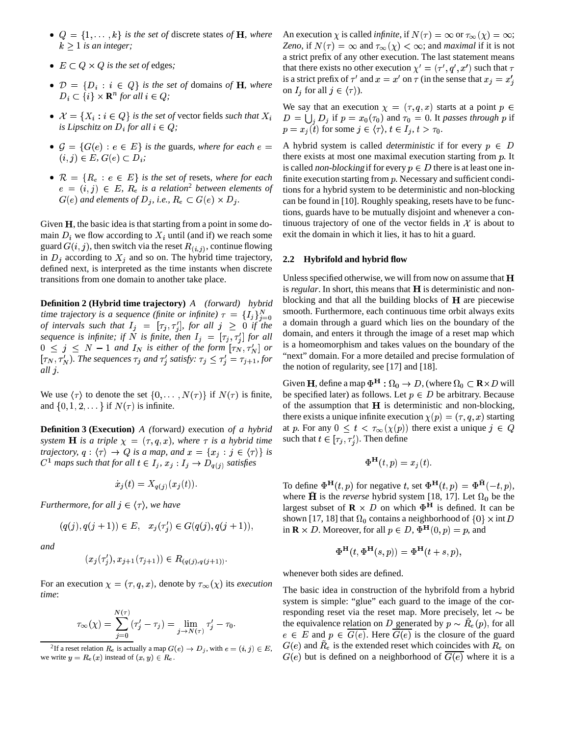- $Q = \{1, \ldots, k\}$ *is the set of* discrete states *of* $\mathbf{H}$, *where* $k \geq 1$ *is an integer;*
- $E \subset Q \times Q$ *is the set of* edges*;*
- $\mathcal{D} = \{D_i : i \in Q\}$ *is the set of* domains *of* $\mathbf{H}$, *where* $D_i \subset \{i\} \times \mathbf{R}^n$ *for all* $i \in Q$*;*
- $\mathcal{X} = \{X_i : i \in Q\}$ *is the set of* vector fields *such that* $X_i$ *is Lipschitz on* $D_i$ *for all* $i \in Q$*;*
- $\mathcal{G} = \{G(e) : e \in E\}$ *is the* guards*, where for each* $e = (i, j) \in E$, $G(e) \subset D_i$*;*
- $\mathcal{R} = \{R_e : e \in E\}$ *is the set of* resets*, where for each* $e = (i, j) \in E$, $R_e$ *is a relation*[2] *between elements of* $G(e)$ *and elements of* $D_j$*, i.e.,* $R_e \subset G(e) \times D_j$*.*

Given $\mathbf{H}$, the basic idea is that starting from a point in some domain $D_i$ we flow according to $X_i$ until (and if) we reach some guard $G(i, j)$, then switch via the reset $R_{(i,j)}$, continue flowing in $D_j$ according to $X_j$ and so on. The hybrid time trajectory, defined next, is interpreted as the time instants when discrete transitions from one domain to another take place.

**Definition 2 (Hybrid time trajectory)** *A (forward) hybrid time trajectory is a sequence (finite or infinite)* $\tau = \{I_j\}_{j=0}^N$ *of intervals such that* $I_j = [\tau_j, \tau_j']$*, for all* $j \geq 0$ *if the sequence is infinite; if* $N$ *is finite, then* $I_j = [\tau_j, \tau_j']$ *for all* $0 \leq j \leq N-1$ *and* $I_N$ *is either of the form* $[\tau_N, \tau_N']$ *or* $[\tau_N, \tau_N')$*. The sequences* $\tau_j$ *and* $\tau_j'$ *satisfy:* $\tau_j \leq \tau_j' = \tau_{j+1}$*, for all* $j$*.*

We use $\langle\tau\rangle$ to denote the set $\{0, \ldots, N(\tau)\}$ if $N(\tau)$ is finite, and $\{0, 1, 2, \ldots\}$ if $N(\tau)$ is infinite.

**Definition 3 (Execution)** *A (*forward*)* execution *of a hybrid system* $\mathbf{H}$ *is a triple* $\chi = (\tau, q, x)$*, where* $\tau$ *is a hybrid time trajectory,* $q : \langle\tau\rangle \to Q$ *is a map, and* $x = \{x_j : j \in \langle\tau\rangle\}$ *is* $C^1$ *maps such that for all* $t \in I_j$, $x_j : I_j \to D_{q(j)}$ *satisfies*

$$\dot{x}_j(t) = X_{q(j)}(x_j(t)).$$

*Furthermore, for all* $j \in \langle\tau\rangle$*, we have*

$$(q(j), q(j+1)) \in E, \quad x_j(\tau_j') \in G(q(j), q(j+1)),$$

*and*

$$(x_j(\tau_j'), x_{j+1}(\tau_{j+1})) \in R_{(q(j), q(j+1))}.$$

For an execution $\chi = (\tau, q, x)$, denote by $\tau_\infty(\chi)$ its *execution time*:

$$\tau_\infty(\chi) = \sum_{j=0}^{N(\tau)} (\tau_j' - \tau_j) = \lim_{j \to N(\tau)} \tau_j' - \tau_0.$$

[2] If a reset relation $R_e$ is actually a map $G(e) \to D_j$, with $e = (i, j) \in E$, we write $y = R_e(x)$ instead of $(x, y) \in R_e$.

An execution $\chi$ is called *infinite*, if $N(\tau) = \infty$ or $\tau_\infty(\chi) = \infty$; *Zeno*, if $N(\tau) = \infty$ and $\tau_\infty(\chi) < \infty$; and *maximal* if it is not a strict prefix of any other execution. The last statement means that there exists no other execution $\chi' = (\tau', q', x')$ such that $\tau$ is a strict prefix of $\tau'$ and $x = x'$ on $\tau$ (in the sense that $x_j = x_j'$ on $I_j$ for all $j \in \langle\tau\rangle$).

We say that an execution $\chi = (\tau, q, x)$ starts at a point $p \in D = \bigcup_j D_j$ if $p = x_0(\tau_0)$ and $\tau_0 = 0$. It *passes through* $p$ if $p = x_j(t)$ for some $j \in \langle\tau\rangle$, $t \in I_j$, $t > \tau_0$.

A hybrid system is called *deterministic* if for every $p \in D$ there exists at most one maximal execution starting from $p$. It is called *non-blocking* if for every $p \in D$ there is at least one infinite execution starting from $p$. Necessary and sufficient conditions for a hybrid system to be deterministic and non-blocking can be found in [10]. Roughly speaking, resets have to be functions, guards have to be mutually disjoint and whenever a continuous trajectory of one of the vector fields in $\mathcal{X}$ is about to exit the domain in which it lies, it has to hit a guard.

### 2.2 Hybrifold and hybrid flow

Unless specified otherwise, we will from now on assume that $\mathbf{H}$ is *regular*. In short, this means that $\mathbf{H}$ is deterministic and non-blocking and that all the building blocks of $\mathbf{H}$ are piecewise smooth. Furthermore, each continuous time orbit always exits a domain through a guard which lies on the boundary of the domain, and enters it through the image of a reset map which is a homeomorphism and takes values on the boundary of the "next" domain. For a more detailed and precise formulation of the notion of regularity, see [17] and [18].

Given $\mathbf{H}$, define a map $\Phi^{\mathbf{H}} : \Omega_0 \to D$, (where $\Omega_0 \subset \mathbf{R} \times D$ will be specified later) as follows. Let $p \in D$ be arbitrary. Because of the assumption that $\mathbf{H}$ is deterministic and non-blocking, there exists a unique infinite execution $\chi(p) = (\tau, q, x)$ starting at $p$. For any $0 \leq t < \tau_\infty(\chi(p))$ there exist a unique $j \in Q$ such that $t \in [\tau_j, \tau_j')$. Then define

$$\Phi^{\mathbf{H}}(t, p) = x_j(t).$$

To define $\Phi^{\mathbf{H}}(t, p)$ for negative $t$, set $\Phi^{\mathbf{H}}(t, p) = \Phi^{\bar{\mathbf{H}}}(-t, p)$, where $\bar{\mathbf{H}}$ is the *reverse* hybrid system [18, 17]. Let $\Omega_0$ be the largest subset of $\mathbf{R} \times D$ on which $\Phi^{\mathbf{H}}$ is defined. It can be shown [17, 18] that $\Omega_0$ contains a neighborhood of $\{0\} \times \operatorname{int} D$ in $\mathbf{R} \times D$. Moreover, for all $p \in D$, $\Phi^{\mathbf{H}}(0, p) = p$, and

$$\Phi^{\mathbf{H}}(t, \Phi^{\mathbf{H}}(s, p)) = \Phi^{\mathbf{H}}(t + s, p),$$

whenever both sides are defined.

The basic idea in construction of the hybrifold from a hybrid system is simple: "glue" each guard to the image of the corresponding reset via the reset map. More precisely, let $\sim$ be the equivalence relation on $D$ generated by $p \sim \tilde{R}_e(p)$, for all $e \in E$ and $p \in \overline{G(e)}$. Here $\overline{G(e)}$ is the closure of the guard $G(e)$ and $\tilde{R}_e$ is the extended reset which coincides with $R_e$ on $G(e)$ but is defined on a neighborhood of $\overline{G(e)}$ where it is a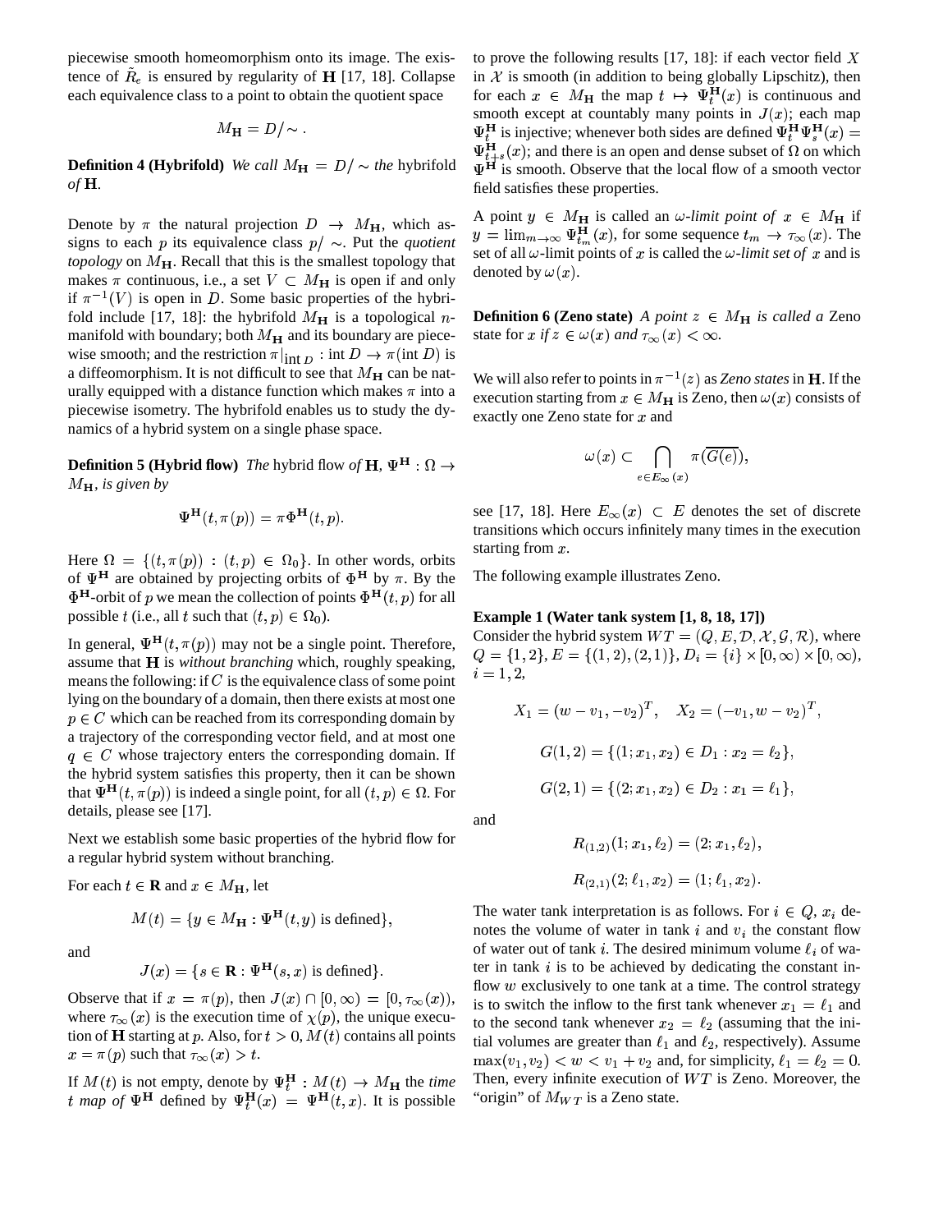piecewise smooth homeomorphism onto its image. The existence of $\tilde{R}_e$ is ensured by regularity of $\mathbf{H}$ [17, 18]. Collapse each equivalence class to a point to obtain the quotient space

$$M_{\mathbf{H}} = D/\sim.$$

**Definition 4 (Hybrifold)** *We call $M_{\mathbf{H}} = D/\sim$ the* hybrifold *of* $\mathbf{H}$.

Denote by $\pi$ the natural projection $D \to M_{\mathbf{H}}$, which assigns to each $p$ its equivalence class $p/\sim$. Put the *quotient topology* on $M_{\mathbf{H}}$. Recall that this is the smallest topology that makes $\pi$ continuous, i.e., a set $V \subset M_{\mathbf{H}}$ is open if and only if $\pi^{-1}(V)$ is open in $D$. Some basic properties of the hybrifold include [17, 18]: the hybrifold $M_{\mathbf{H}}$ is a topological $n$-manifold with boundary; both $M_{\mathbf{H}}$ and its boundary are piecewise smooth; and the restriction $\pi|_{\text{int } D} : \text{int } D \to \pi(\text{int } D)$ is a diffeomorphism. It is not difficult to see that $M_{\mathbf{H}}$ can be naturally equipped with a distance function which makes $\pi$ into a piecewise isometry. The hybrifold enables us to study the dynamics of a hybrid system on a single phase space.

**Definition 5 (Hybrid flow)** *The* hybrid flow *of* $\mathbf{H}$, $\Psi^{\mathbf{H}} : \Omega \to M_{\mathbf{H}}$, *is given by*

$$\Psi^{\mathbf{H}}(t, \pi(p)) = \pi \Phi^{\mathbf{H}}(t, p).$$

Here $\Omega = \{(t, \pi(p)) : (t, p) \in \Omega_0\}$. In other words, orbits of $\Psi^{\mathbf{H}}$ are obtained by projecting orbits of $\Phi^{\mathbf{H}}$ by $\pi$. By the $\Phi^{\mathbf{H}}$-orbit of $p$ we mean the collection of points $\Phi^{\mathbf{H}}(t, p)$ for all possible $t$ (i.e., all $t$ such that $(t, p) \in \Omega_0$).

In general, $\Psi^{\mathbf{H}}(t, \pi(p))$ may not be a single point. Therefore, assume that $\mathbf{H}$ is *without branching* which, roughly speaking, means the following: if $C$ is the equivalence class of some point lying on the boundary of a domain, then there exists at most one $p \in C$ which can be reached from its corresponding domain by a trajectory of the corresponding vector field, and at most one $q \in C$ whose trajectory enters the corresponding domain. If the hybrid system satisfies this property, then it can be shown that $\Psi^{\mathbf{H}}(t, \pi(p))$ is indeed a single point, for all $(t, p) \in \Omega$. For details, please see [17].

Next we establish some basic properties of the hybrid flow for a regular hybrid system without branching.

For each $t \in \mathbf{R}$ and $x \in M_{\mathbf{H}}$, let

$$M(t) = \{y \in M_{\mathbf{H}} : \Psi^{\mathbf{H}}(t, y) \text{ is defined}\},$$

and

$$J(x) = \{s \in \mathbf{R} : \Psi^{\mathbf{H}}(s, x) \text{ is defined}\}.$$

Observe that if $x = \pi(p)$, then $J(x) \cap [0, \infty) = [0, \tau_\infty(x))$, where $\tau_\infty(x)$ is the execution time of $\chi(p)$, the unique execution of $\mathbf{H}$ starting at $p$. Also, for $t > 0$, $M(t)$ contains all points $x = \pi(p)$ such that $\tau_\infty(x) > t$.

If $M(t)$ is not empty, denote by $\Psi_t^{\mathbf{H}} : M(t) \to M_{\mathbf{H}}$ the *time $t$ map of* $\Psi^{\mathbf{H}}$ defined by $\Psi_t^{\mathbf{H}}(x) = \Psi^{\mathbf{H}}(t, x)$. It is possible to prove the following results [17, 18]: if each vector field $X$ in $\mathcal{X}$ is smooth (in addition to being globally Lipschitz), then for each $x \in M_{\mathbf{H}}$ the map $t \mapsto \Psi_t^{\mathbf{H}}(x)$ is continuous and smooth except at countably many points in $J(x)$; each map $\Psi_t^{\mathbf{H}}$ is injective; whenever both sides are defined $\Psi_t^{\mathbf{H}} \Psi_s^{\mathbf{H}}(x) = \Psi_{t+s}^{\mathbf{H}}(x)$; and there is an open and dense subset of $\Omega$ on which $\Psi^{\mathbf{H}}$ is smooth. Observe that the local flow of a smooth vector field satisfies these properties.

A point $y \in M_{\mathbf{H}}$ is called an *$\omega$-limit point of $x \in M_{\mathbf{H}}$* if $y = \lim_{m \to \infty} \Psi_{t_m}^{\mathbf{H}}(x)$, for some sequence $t_m \to \tau_\infty(x)$. The set of all $\omega$-limit points of $x$ is called the *$\omega$-limit set of $x$* and is denoted by $\omega(x)$.

**Definition 6 (Zeno state)** *A point $z \in M_{\mathbf{H}}$ is called a* Zeno state *for $x$ if $z \in \omega(x)$ and $\tau_\infty(x) < \infty$.*

We will also refer to points in $\pi^{-1}(z)$ as *Zeno states* in $\mathbf{H}$. If the execution starting from $x \in M_{\mathbf{H}}$ is Zeno, then $\omega(x)$ consists of exactly one Zeno state for $x$ and

$$\omega(x) \subset \bigcap_{e \in E_\infty(x)} \pi(\overline{G(e)}),$$

see [17, 18]. Here $E_\infty(x) \subset E$ denotes the set of discrete transitions which occurs infinitely many times in the execution starting from $x$.

The following example illustrates Zeno.

**Example 1 (Water tank system [1, 8, 18, 17])**
Consider the hybrid system $WT = (Q, E, \mathcal{D}, \mathcal{X}, \mathcal{G}, \mathcal{R})$, where $Q = \{1, 2\}$, $E = \{(1, 2), (2, 1)\}$, $D_i = \{i\} \times [0, \infty) \times [0, \infty)$, $i = 1, 2$,

$$X_1 = (w - v_1, -v_2)^T, \quad X_2 = (-v_1, w - v_2)^T,$$

$$G(1, 2) = \{(1; x_1, x_2) \in D_1 : x_2 = \ell_2\},$$

$$G(2, 1) = \{(2; x_1, x_2) \in D_2 : x_1 = \ell_1\},$$

and

$$R_{(1,2)}(1; x_1, \ell_2) = (2; x_1, \ell_2),$$

$$R_{(2,1)}(2; \ell_1, x_2) = (1; \ell_1, x_2).$$

The water tank interpretation is as follows. For $i \in Q$, $x_i$ denotes the volume of water in tank $i$ and $v_i$ the constant flow of water out of tank $i$. The desired minimum volume $\ell_i$ of water in tank $i$ is to be achieved by dedicating the constant inflow $w$ exclusively to one tank at a time. The control strategy is to switch the inflow to the first tank whenever $x_1 = \ell_1$ and to the second tank whenever $x_2 = \ell_2$ (assuming that the initial volumes are greater than $\ell_1$ and $\ell_2$, respectively). Assume $\max(v_1, v_2) < w < v_1 + v_2$ and, for simplicity, $\ell_1 = \ell_2 = 0$. Then, every infinite execution of $WT$ is Zeno. Moreover, the "origin" of $M_{WT}$ is a Zeno state.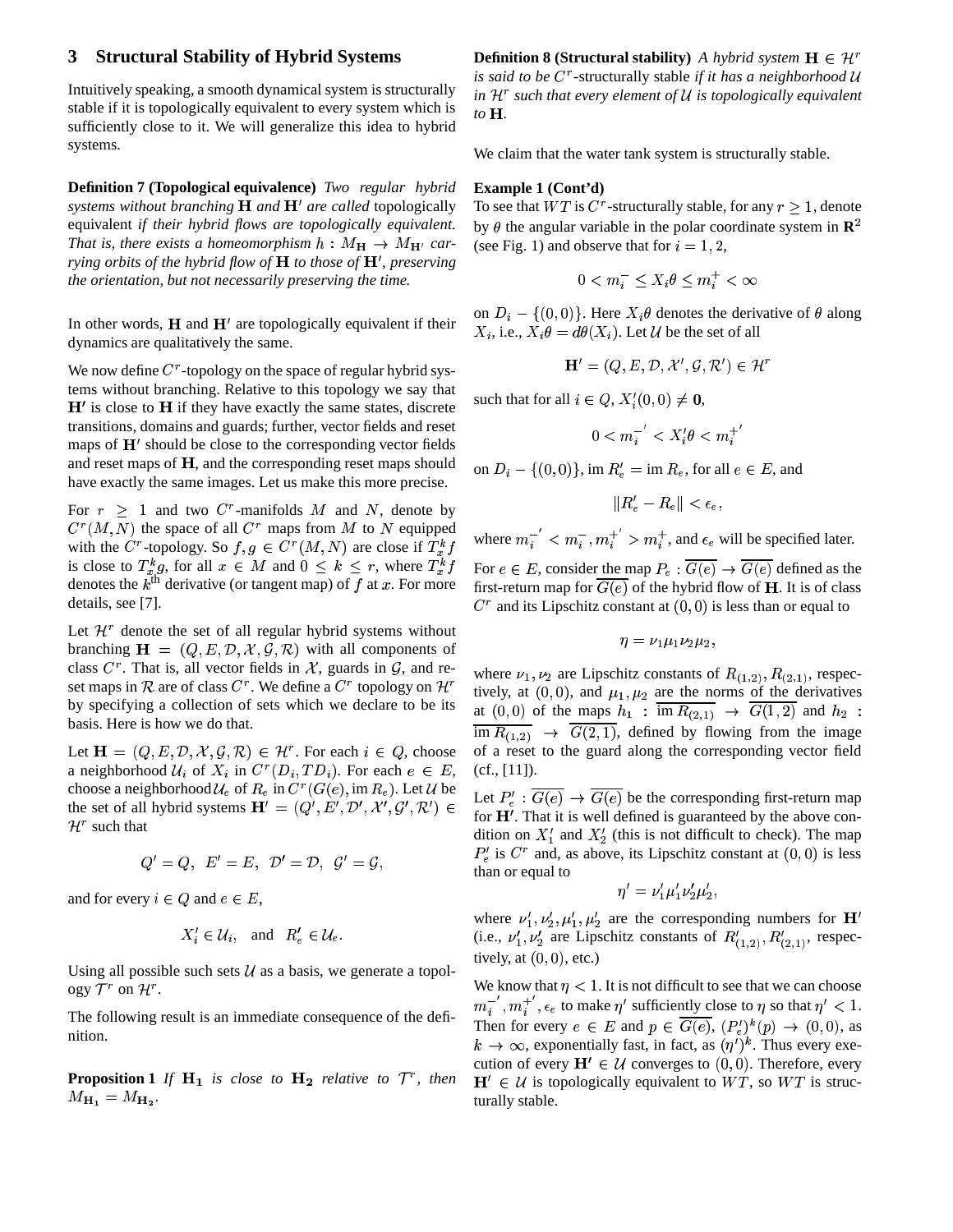## 3 Structural Stability of Hybrid Systems

Intuitively speaking, a smooth dynamical system is structurally stable if it is topologically equivalent to every system which is sufficiently close to it. We will generalize this idea to hybrid systems.

**Definition 7 (Topological equivalence)** *Two regular hybrid systems without branching $\mathbf{H}$ and $\mathbf{H}'$ are called* topologically equivalent *if their hybrid flows are topologically equivalent. That is, there exists a homeomorphism $h : M_{\mathbf{H}} \to M_{\mathbf{H}'}$ carrying orbits of the hybrid flow of $\mathbf{H}$ to those of $\mathbf{H}'$, preserving the orientation, but not necessarily preserving the time.*

In other words, $\mathbf{H}$ and $\mathbf{H}'$ are topologically equivalent if their dynamics are qualitatively the same.

We now define $C^r$-topology on the space of regular hybrid systems without branching. Relative to this topology we say that $\mathbf{H}'$ is close to $\mathbf{H}$ if they have exactly the same states, discrete transitions, domains and guards; further, vector fields and reset maps of $\mathbf{H}'$ should be close to the corresponding vector fields and reset maps of $\mathbf{H}$, and the corresponding reset maps should have exactly the same images. Let us make this more precise.

For $r \geq 1$ and two $C^r$-manifolds $M$ and $N$, denote by $C^r(M, N)$ the space of all $C^r$ maps from $M$ to $N$ equipped with the $C^r$-topology. So $f, g \in C^r(M, N)$ are close if $T_x^k f$ is close to $T_x^k g$, for all $x \in M$ and $0 \leq k \leq r$, where $T_x^k f$ denotes the $k^{\text{th}}$ derivative (or tangent map) of $f$ at $x$. For more details, see [7].

Let $\mathcal{H}^r$ denote the set of all regular hybrid systems without branching $\mathbf{H} = (Q, E, \mathcal{D}, \mathcal{X}, \mathcal{G}, \mathcal{R})$ with all components of class $C^r$. That is, all vector fields in $\mathcal{X}$, guards in $\mathcal{G}$, and reset maps in $\mathcal{R}$ are of class $C^r$. We define a $C^r$ topology on $\mathcal{H}^r$ by specifying a collection of sets which we declare to be its basis. Here is how we do that.

Let $\mathbf{H} = (Q, E, \mathcal{D}, \mathcal{X}, \mathcal{G}, \mathcal{R}) \in \mathcal{H}^r$. For each $i \in Q$, choose a neighborhood $\mathcal{U}_i$ of $X_i$ in $C^r(D_i, TD_i)$. For each $e \in E$, choose a neighborhood $\mathcal{U}_e$ of $R_e$ in $C^r(G(e), \operatorname{im} R_e)$. Let $\mathcal{U}$ be the set of all hybrid systems $\mathbf{H}' = (Q', E', \mathcal{D}', \mathcal{X}', \mathcal{G}', \mathcal{R}') \in \mathcal{H}^r$ such that

$$Q' = Q, \;\; E' = E, \;\; \mathcal{D}' = \mathcal{D}, \;\; \mathcal{G}' = \mathcal{G},$$

and for every $i \in Q$ and $e \in E$,

$$X'_i \in \mathcal{U}_i, \quad \text{and} \quad R'_e \in \mathcal{U}_e.$$

Using all possible such sets $\mathcal{U}$ as a basis, we generate a topology $\mathcal{T}^r$ on $\mathcal{H}^r$.

The following result is an immediate consequence of the definition.

**Proposition 1** *If $\mathbf{H_1}$ is close to $\mathbf{H_2}$ relative to $\mathcal{T}^r$, then $M_{\mathbf{H_1}} = M_{\mathbf{H_2}}$.*

**Definition 8 (Structural stability)** *A hybrid system $\mathbf{H} \in \mathcal{H}^r$ is said to be $C^r$-*structurally stable *if it has a neighborhood $\mathcal{U}$ in $\mathcal{H}^r$ such that every element of $\mathcal{U}$ is topologically equivalent to $\mathbf{H}$.*

We claim that the water tank system is structurally stable.

**Example 1 (Cont'd)**
To see that $WT$ is $C^r$-structurally stable, for any $r \geq 1$, denote by $\theta$ the angular variable in the polar coordinate system in $\mathbf{R}^2$ (see Fig. 1) and observe that for $i = 1, 2$,

$$0 < m_i^- \leq X_i\theta \leq m_i^+ < \infty$$

on $D_i - \{(0,0)\}$. Here $X_i\theta$ denotes the derivative of $\theta$ along $X_i$, i.e., $X_i\theta = d\theta(X_i)$. Let $\mathcal{U}$ be the set of all

$$\mathbf{H}' = (Q, E, \mathcal{D}, \mathcal{X}', \mathcal{G}, \mathcal{R}') \in \mathcal{H}^r$$

such that for all $i \in Q$, $X'_i(0,0) \neq \mathbf{0}$,

$$0 < m_i^{-'} < X'_i\theta < m_i^{+'}$$

on $D_i - \{(0,0)\}$, $\operatorname{im} R'_e = \operatorname{im} R_e$, for all $e \in E$, and

$$\|R'_e - R_e\| < \epsilon_e,$$

where $m_i^{-'} < m_i^-, m_i^{+'} > m_i^+$, and $\epsilon_e$ will be specified later.

For $e \in E$, consider the map $P_e : \overline{G(e)} \to \overline{G(e)}$ defined as the first-return map for $\overline{G(e)}$ of the hybrid flow of $\mathbf{H}$. It is of class $C^r$ and its Lipschitz constant at $(0,0)$ is less than or equal to

$$\eta = \nu_1\mu_1\nu_2\mu_2,$$

where $\nu_1, \nu_2$ are Lipschitz constants of $R_{(1,2)}, R_{(2,1)}$, respectively, at $(0,0)$, and $\mu_1, \mu_2$ are the norms of the derivatives at $(0,0)$ of the maps $h_1 : \overline{\operatorname{im} R_{(2,1)}} \to \overline{G(1,2)}$ and $h_2 : \overline{\operatorname{im} R_{(1,2)}} \to \overline{G(2,1)}$, defined by flowing from the image of a reset to the guard along the corresponding vector field (cf., [11]).

Let $P'_e : \overline{G(e)} \to \overline{G(e)}$ be the corresponding first-return map for $\mathbf{H}'$. That it is well defined is guaranteed by the above condition on $X'_1$ and $X'_2$ (this is not difficult to check). The map $P'_e$ is $C^r$ and, as above, its Lipschitz constant at $(0,0)$ is less than or equal to

$$\eta' = \nu'_1\mu'_1\nu'_2\mu'_2,$$

where $\nu'_1, \nu'_2, \mu'_1, \mu'_2$ are the corresponding numbers for $\mathbf{H}'$ (i.e., $\nu'_1, \nu'_2$ are Lipschitz constants of $R'_{(1,2)}, R'_{(2,1)}$, respectively, at $(0,0)$, etc.)

We know that $\eta < 1$. It is not difficult to see that we can choose $m_i^{-'}, m_i^{+'}, \epsilon_e$ to make $\eta'$ sufficiently close to $\eta$ so that $\eta' < 1$. Then for every $e \in E$ and $p \in \overline{G(e)}$, $(P'_e)^k(p) \to (0,0)$, as $k \to \infty$, exponentially fast, in fact, as $(\eta')^k$. Thus every execution of every $\mathbf{H}' \in \mathcal{U}$ converges to $(0,0)$. Therefore, every $\mathbf{H}' \in \mathcal{U}$ is topologically equivalent to $WT$, so $WT$ is structurally stable.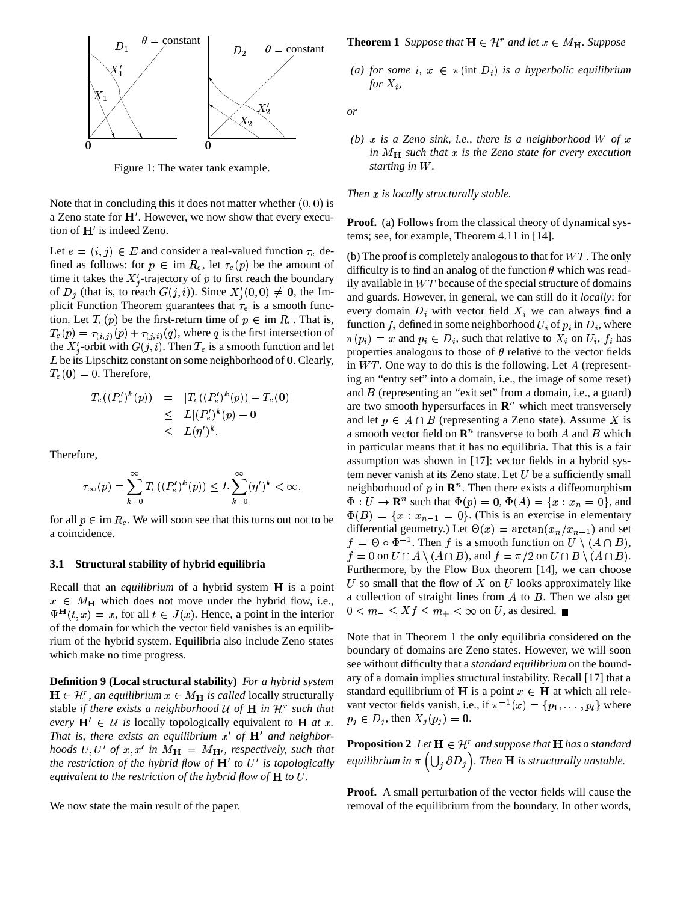$D_1$ $\theta = $ constant

$X_1'$

$X_1$

$\mathbf{0}$

$D_2$ $\theta = $ constant

$X_2'$

$X_2$

$\mathbf{0}$

Figure 1: The water tank example.

Note that in concluding this it does not matter whether $(0,0)$ is a Zeno state for $\mathbf{H}'$. However, we now show that every execution of $\mathbf{H}'$ is indeed Zeno.

Let $e = (i,j) \in E$ and consider a real-valued function $\tau_e$ defined as follows: for $p \in \text{ im } R_e$, let $\tau_e(p)$ be the amount of time it takes the $X_j'$-trajectory of $p$ to first reach the boundary of $D_j$ (that is, to reach $G(j,i)$). Since $X_j'(0,0) \neq \mathbf{0}$, the Implicit Function Theorem guarantees that $\tau_e$ is a smooth function. Let $T_e(p)$ be the first-return time of $p \in \text{ im } R_e$. That is, $T_e(p) = \tau_{(i,j)}(p) + \tau_{(j,i)}(q)$, where $q$ is the first intersection of the $X_j'$-orbit with $G(j,i)$. Then $T_e$ is a smooth function and let $L$ be its Lipschitz constant on some neighborhood of $\mathbf{0}$. Clearly, $T_e(\mathbf{0}) = 0$. Therefore,

$$
\begin{aligned}
T_e((P_e')^k(p)) &= |T_e((P_e')^k(p)) - T_e(\mathbf{0})| \\
&\leq L|(P_e')^k(p) - \mathbf{0}| \\
&\leq L(\eta')^k.
\end{aligned}
$$

Therefore,

$$
\tau_\infty(p) = \sum_{k=0}^{\infty} T_e((P_e')^k(p)) \leq L \sum_{k=0}^{\infty} (\eta')^k < \infty,
$$

for all $p \in \text{ im } R_e$. We will soon see that this turns out not to be a coincidence.

### 3.1 Structural stability of hybrid equilibria

Recall that an *equilibrium* of a hybrid system $\mathbf{H}$ is a point $x \in M_{\mathbf{H}}$ which does not move under the hybrid flow, i.e., $\Psi^{\mathbf{H}}(t,x) = x$, for all $t \in J(x)$. Hence, a point in the interior of the domain for which the vector field vanishes is an equilibrium of the hybrid system. Equilibria also include Zeno states which make no time progress.

**Definition 9 (Local structural stability)** *For a hybrid system $\mathbf{H} \in \mathcal{H}^r$, an equilibrium $x \in M_{\mathbf{H}}$ is called* locally structurally stable *if there exists a neighborhood $\mathcal{U}$ of $\mathbf{H}$ in $\mathcal{H}^r$ such that every $\mathbf{H}' \in \mathcal{U}$ is* locally topologically equivalent *to $\mathbf{H}$ at $x$. That is, there exists an equilibrium $x'$ of $\mathbf{H}'$ and neighborhoods $U, U'$ of $x, x'$ in $M_{\mathbf{H}} = M_{\mathbf{H}'}$, respectively, such that the restriction of the hybrid flow of $\mathbf{H}'$ to $U'$ is topologically equivalent to the restriction of the hybrid flow of $\mathbf{H}$ to $U$.*

We now state the main result of the paper.

**Theorem 1** *Suppose that $\mathbf{H} \in \mathcal{H}^r$ and let $x \in M_{\mathbf{H}}$. Suppose*

*(a) for some $i$, $x \in \pi(\text{int } D_i)$ is a hyperbolic equilibrium for $X_i$,*

*or*

*(b) $x$ is a Zeno sink, i.e., there is a neighborhood $W$ of $x$ in $M_{\mathbf{H}}$ such that $x$ is the Zeno state for every execution starting in $W$.*

*Then $x$ is locally structurally stable.*

**Proof.** (a) Follows from the classical theory of dynamical systems; see, for example, Theorem 4.11 in [14].

(b) The proof is completely analogous to that for $WT$. The only difficulty is to find an analog of the function $\theta$ which was readily available in $WT$ because of the special structure of domains and guards. However, in general, we can still do it *locally*: for every domain $D_i$ with vector field $X_i$ we can always find a function $f_i$ defined in some neighborhood $U_i$ of $p_i$ in $D_i$, where $\pi(p_i) = x$ and $p_i \in D_i$, such that relative to $X_i$ on $U_i$, $f_i$ has properties analogous to those of $\theta$ relative to the vector fields in $WT$. One way to do this is the following. Let $A$ (representing an "entry set" into a domain, i.e., the image of some reset) and $B$ (representing an "exit set" from a domain, i.e., a guard) are two smooth hypersurfaces in $\mathbf{R}^n$ which meet transversely and let $p \in A \cap B$ (representing a Zeno state). Assume $X$ is a smooth vector field on $\mathbf{R}^n$ transverse to both $A$ and $B$ which in particular means that it has no equilibria. That this is a fair assumption was shown in [17]: vector fields in a hybrid system never vanish at its Zeno state. Let $U$ be a sufficiently small neighborhood of $p$ in $\mathbf{R}^n$. Then there exists a diffeomorphism $\Phi : U \to \mathbf{R}^n$ such that $\Phi(p) = \mathbf{0}$, $\Phi(A) = \{x : x_n = 0\}$, and $\Phi(B) = \{x : x_{n-1} = 0\}$. (This is an exercise in elementary differential geometry.) Let $\Theta(x) = \arctan(x_n/x_{n-1})$ and set $f = \Theta \circ \Phi^{-1}$. Then $f$ is a smooth function on $U \setminus (A \cap B)$, $f = 0$ on $U \cap A \setminus (A \cap B)$, and $f = \pi/2$ on $U \cap B \setminus (A \cap B)$. Furthermore, by the Flow Box theorem [14], we can choose $U$ so small that the flow of $X$ on $U$ looks approximately like a collection of straight lines from $A$ to $B$. Then we also get $0 < m_- \leq Xf \leq m_+ < \infty$ on $U$, as desired. ∎

Note that in Theorem 1 the only equilibria considered on the boundary of domains are Zeno states. However, we will soon see without difficulty that a *standard equilibrium* on the boundary of a domain implies structural instability. Recall [17] that a standard equilibrium of $\mathbf{H}$ is a point $x \in \mathbf{H}$ at which all relevant vector fields vanish, i.e., if $\pi^{-1}(x) = \{p_1, \ldots, p_l\}$ where $p_j \in D_j$, then $X_j(p_j) = \mathbf{0}$.

**Proposition 2** *Let $\mathbf{H} \in \mathcal{H}^r$ and suppose that $\mathbf{H}$ has a standard equilibrium in $\pi\left(\bigcup_j \partial D_j\right)$. Then $\mathbf{H}$ is structurally unstable.*

**Proof.** A small perturbation of the vector fields will cause the removal of the equilibrium from the boundary. In other words,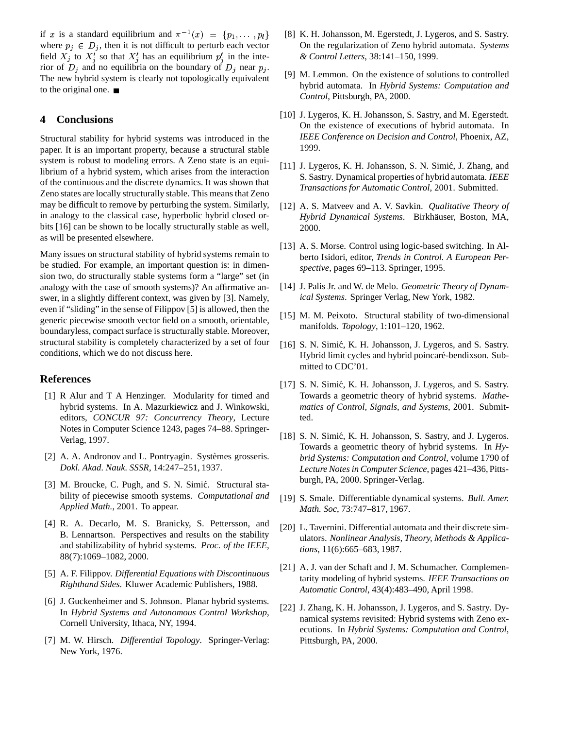if $x$ is a standard equilibrium and $\pi^{-1}(x) = \{p_1, \cdots, p_l\}$ where $p_j \in D_j$, then it is not difficult to perturb each vector field $X_j$ to $X_j'$ so that $X_j'$ has an equilibrium $p_j'$ in the interior of $D_j$ and no equilibria on the boundary of $D_j$ near $p_j$. The new hybrid system is clearly not topologically equivalent to the original one. ■

## 4 Conclusions

Structural stability for hybrid systems was introduced in the paper. It is an important property, because a structural stable system is robust to modeling errors. A Zeno state is an equilibrium of a hybrid system, which arises from the interaction of the continuous and the discrete dynamics. It was shown that Zeno states are locally structurally stable. This means that Zeno may be difficult to remove by perturbing the system. Similarly, in analogy to the classical case, hyperbolic hybrid closed orbits [16] can be shown to be locally structurally stable as well, as will be presented elsewhere.

Many issues on structural stability of hybrid systems remain to be studied. For example, an important question is: in dimension two, do structurally stable systems form a "large" set (in analogy with the case of smooth systems)? An affirmative answer, in a slightly different context, was given by [3]. Namely, even if "sliding" in the sense of Filippov [5] is allowed, then the generic piecewise smooth vector field on a smooth, orientable, boundaryless, compact surface is structurally stable. Moreover, structural stability is completely characterized by a set of four conditions, which we do not discuss here.

## References

[1] R Alur and T A Henzinger. Modularity for timed and hybrid systems. In A. Mazurkiewicz and J. Winkowski, editors, *CONCUR 97: Concurrency Theory*, Lecture Notes in Computer Science 1243, pages 74–88. Springer-Verlag, 1997.

[2] A. A. Andronov and L. Pontryagin. Systèmes grosseris. *Dokl. Akad. Nauk. SSSR*, 14:247–251, 1937.

[3] M. Broucke, C. Pugh, and S. N. Simić. Structural stability of piecewise smooth systems. *Computational and Applied Math.*, 2001. To appear.

[4] R. A. Decarlo, M. S. Branicky, S. Pettersson, and B. Lennartson. Perspectives and results on the stability and stabilizability of hybrid systems. *Proc. of the IEEE*, 88(7):1069–1082, 2000.

[5] A. F. Filippov. *Differential Equations with Discontinuous Righthand Sides*. Kluwer Academic Publishers, 1988.

[6] J. Guckenheimer and S. Johnson. Planar hybrid systems. In *Hybrid Systems and Autonomous Control Workshop*, Cornell University, Ithaca, NY, 1994.

[7] M. W. Hirsch. *Differential Topology*. Springer-Verlag: New York, 1976.

[8] K. H. Johansson, M. Egerstedt, J. Lygeros, and S. Sastry. On the regularization of Zeno hybrid automata. *Systems & Control Letters*, 38:141–150, 1999.

[9] M. Lemmon. On the existence of solutions to controlled hybrid automata. In *Hybrid Systems: Computation and Control*, Pittsburgh, PA, 2000.

[10] J. Lygeros, K. H. Johansson, S. Sastry, and M. Egerstedt. On the existence of executions of hybrid automata. In *IEEE Conference on Decision and Control*, Phoenix, AZ, 1999.

[11] J. Lygeros, K. H. Johansson, S. N. Simić, J. Zhang, and S. Sastry. Dynamical properties of hybrid automata. *IEEE Transactions for Automatic Control*, 2001. Submitted.

[12] A. S. Matveev and A. V. Savkin. *Qualitative Theory of Hybrid Dynamical Systems*. Birkhäuser, Boston, MA, 2000.

[13] A. S. Morse. Control using logic-based switching. In Alberto Isidori, editor, *Trends in Control. A European Perspective*, pages 69–113. Springer, 1995.

[14] J. Palis Jr. and W. de Melo. *Geometric Theory of Dynamical Systems*. Springer Verlag, New York, 1982.

[15] M. M. Peixoto. Structural stability of two-dimensional manifolds. *Topology*, 1:101–120, 1962.

[16] S. N. Simić, K. H. Johansson, J. Lygeros, and S. Sastry. Hybrid limit cycles and hybrid poincaré-bendixson. Submitted to CDC'01.

[17] S. N. Simić, K. H. Johansson, J. Lygeros, and S. Sastry. Towards a geometric theory of hybrid systems. *Mathematics of Control, Signals, and Systems*, 2001. Submitted.

[18] S. N. Simić, K. H. Johansson, S. Sastry, and J. Lygeros. Towards a geometric theory of hybrid systems. In *Hybrid Systems: Computation and Control*, volume 1790 of *Lecture Notes in Computer Science*, pages 421–436, Pittsburgh, PA, 2000. Springer-Verlag.

[19] S. Smale. Differentiable dynamical systems. *Bull. Amer. Math. Soc*, 73:747–817, 1967.

[20] L. Tavernini. Differential automata and their discrete simulators. *Nonlinear Analysis, Theory, Methods & Applications*, 11(6):665–683, 1987.

[21] A. J. van der Schaft and J. M. Schumacher. Complementarity modeling of hybrid systems. *IEEE Transactions on Automatic Control*, 43(4):483–490, April 1998.

[22] J. Zhang, K. H. Johansson, J. Lygeros, and S. Sastry. Dynamical systems revisited: Hybrid systems with Zeno executions. In *Hybrid Systems: Computation and Control*, Pittsburgh, PA, 2000.